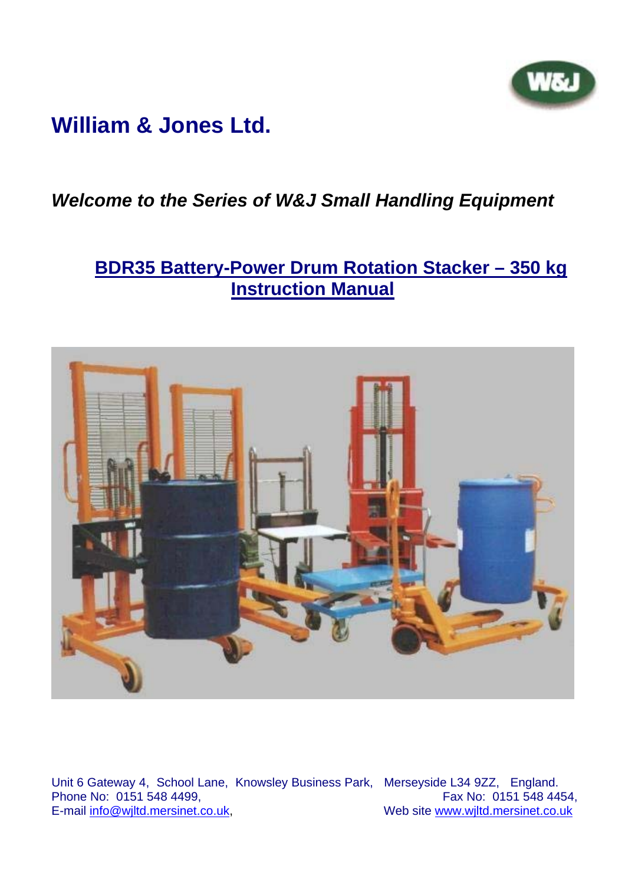# William & Jones Ltd.

***Welcome to the Series of W&J Small Handling Equipment***

## BDR35 Battery-Power Drum Rotation Stacker – 350 kg Instruction Manual

Unit 6 Gateway 4, School Lane, Knowsley Business Park, Merseyside L34 9ZZ, England.
Phone No: 0151 548 4499, Fax No: 0151 548 4454,
E-mail info@wjltd.mersinet.co.uk, Web site www.wjltd.mersinet.co.uk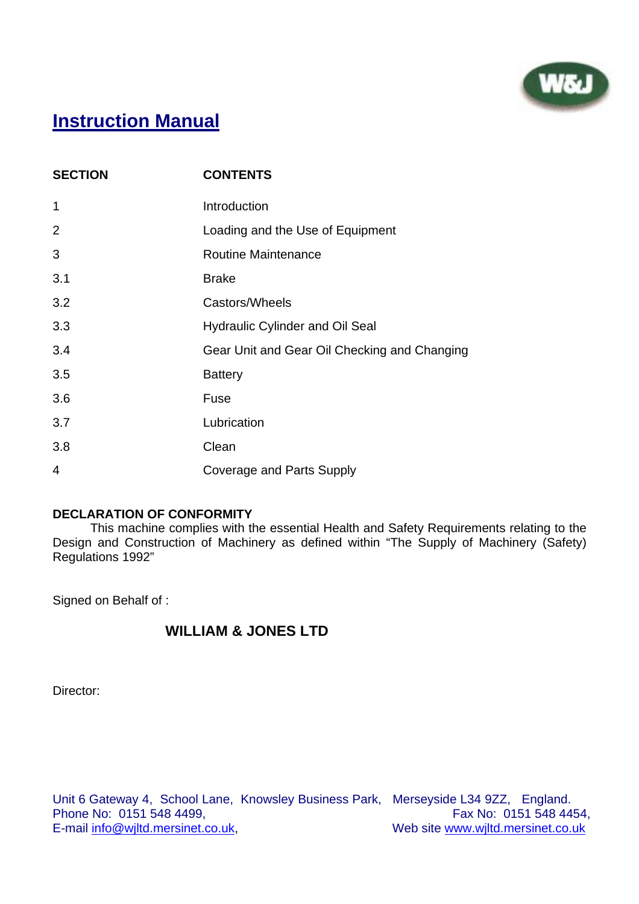# Instruction Manual

| SECTION | CONTENTS |
|---|---|
| 1 | Introduction |
| 2 | Loading and the Use of Equipment |
| 3 | Routine Maintenance |
| 3.1 | Brake |
| 3.2 | Castors/Wheels |
| 3.3 | Hydraulic Cylinder and Oil Seal |
| 3.4 | Gear Unit and Gear Oil Checking and Changing |
| 3.5 | Battery |
| 3.6 | Fuse |
| 3.7 | Lubrication |
| 3.8 | Clean |
| 4 | Coverage and Parts Supply |

**DECLARATION OF CONFORMITY**

This machine complies with the essential Health and Safety Requirements relating to the Design and Construction of Machinery as defined within "The Supply of Machinery (Safety) Regulations 1992"

Signed on Behalf of :

**WILLIAM & JONES LTD**

Director:

Unit 6 Gateway 4, School Lane, Knowsley Business Park, Merseyside L34 9ZZ, England.
Phone No: 0151 548 4499, Fax No: 0151 548 4454,
E-mail info@wjltd.mersinet.co.uk, Web site www.wjltd.mersinet.co.uk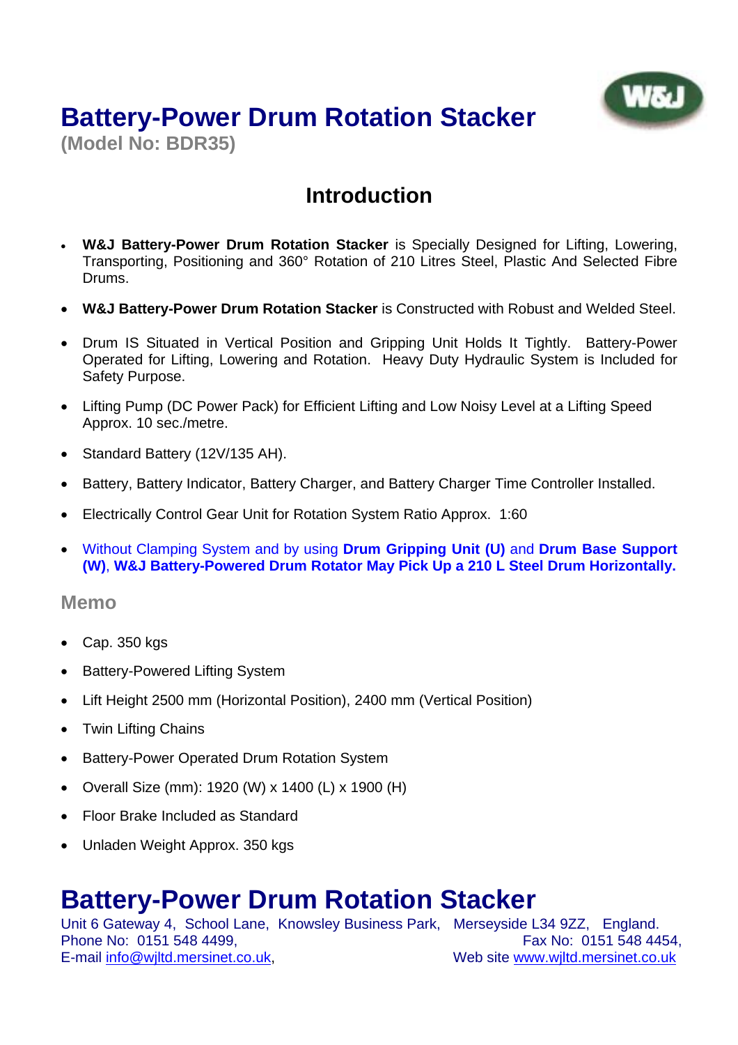# Battery-Power Drum Rotation Stacker

**(Model No: BDR35)**

## Introduction

- **W&J Battery-Power Drum Rotation Stacker** is Specially Designed for Lifting, Lowering, Transporting, Positioning and 360° Rotation of 210 Litres Steel, Plastic And Selected Fibre Drums.
- **W&J Battery-Power Drum Rotation Stacker** is Constructed with Robust and Welded Steel.
- Drum IS Situated in Vertical Position and Gripping Unit Holds It Tightly. Battery-Power Operated for Lifting, Lowering and Rotation. Heavy Duty Hydraulic System is Included for Safety Purpose.
- Lifting Pump (DC Power Pack) for Efficient Lifting and Low Noisy Level at a Lifting Speed Approx. 10 sec./metre.
- Standard Battery (12V/135 AH).
- Battery, Battery Indicator, Battery Charger, and Battery Charger Time Controller Installed.
- Electrically Control Gear Unit for Rotation System Ratio Approx. 1:60
- Without Clamping System and by using **Drum Gripping Unit (U)** and **Drum Base Support (W)**, **W&J Battery-Powered Drum Rotator May Pick Up a 210 L Steel Drum Horizontally.**

### Memo

- Cap. 350 kgs
- Battery-Powered Lifting System
- Lift Height 2500 mm (Horizontal Position), 2400 mm (Vertical Position)
- Twin Lifting Chains
- Battery-Power Operated Drum Rotation System
- Overall Size (mm): 1920 (W) x 1400 (L) x 1900 (H)
- Floor Brake Included as Standard
- Unladen Weight Approx. 350 kgs

# Battery-Power Drum Rotation Stacker

Unit 6 Gateway 4, School Lane, Knowsley Business Park, Merseyside L34 9ZZ, England.
Phone No: 0151 548 4499, Fax No: 0151 548 4454,
E-mail info@wjltd.mersinet.co.uk, Web site www.wjltd.mersinet.co.uk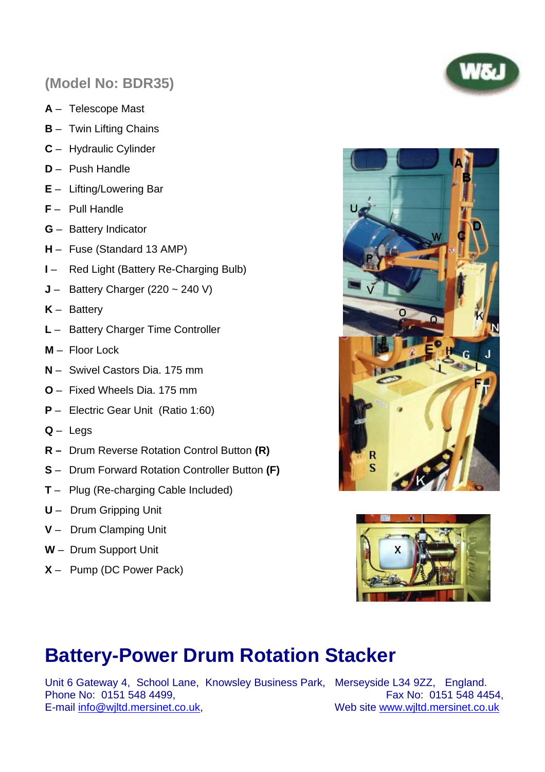## (Model No: BDR35)

**A** – Telescope Mast

**B** – Twin Lifting Chains

**C** – Hydraulic Cylinder

**D** – Push Handle

**E** – Lifting/Lowering Bar

**F** – Pull Handle

**G** – Battery Indicator

**H** – Fuse (Standard 13 AMP)

**I** – Red Light (Battery Re-Charging Bulb)

**J** – Battery Charger (220 ~ 240 V)

**K** – Battery

**L** – Battery Charger Time Controller

**M** – Floor Lock

**N** – Swivel Castors Dia. 175 mm

**O** – Fixed Wheels Dia. 175 mm

**P** – Electric Gear Unit (Ratio 1:60)

**Q** – Legs

**R** – Drum Reverse Rotation Control Button **(R)**

**S** – Drum Forward Rotation Controller Button **(F)**

**T** – Plug (Re-charging Cable Included)

**U** – Drum Gripping Unit

**V** – Drum Clamping Unit

**W** – Drum Support Unit

**X** – Pump (DC Power Pack)

# Battery-Power Drum Rotation Stacker

Unit 6 Gateway 4, School Lane, Knowsley Business Park, Merseyside L34 9ZZ, England.
Phone No: 0151 548 4499, Fax No: 0151 548 4454,
E-mail info@wjltd.mersinet.co.uk, Web site www.wjltd.mersinet.co.uk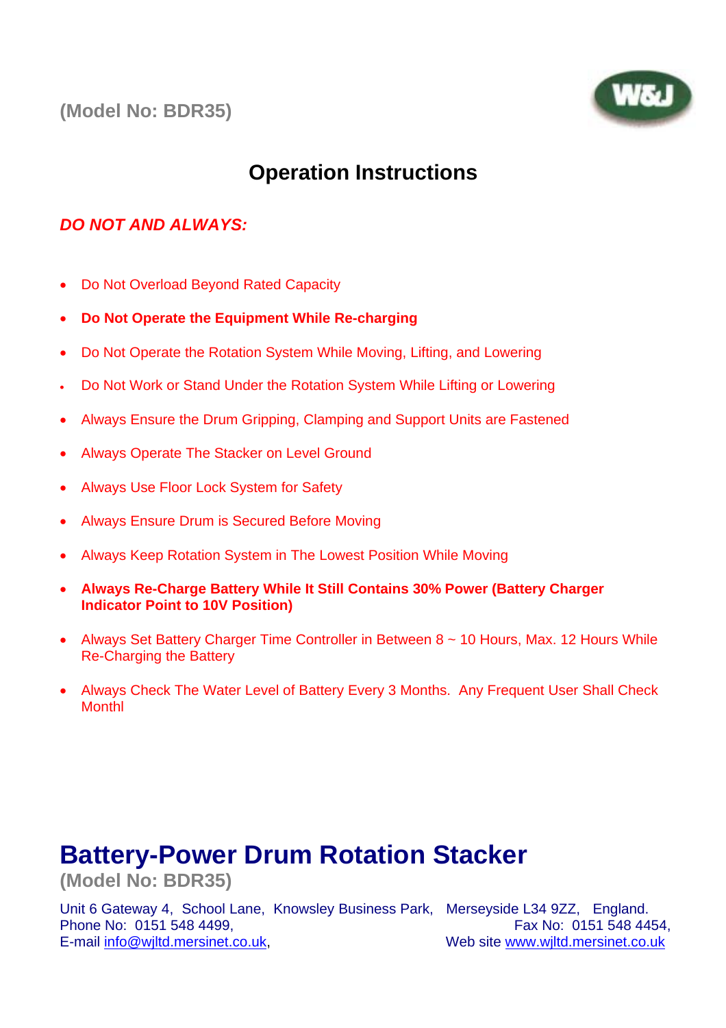(Model No: BDR35)

# Operation Instructions

***DO NOT AND ALWAYS:***

- Do Not Overload Beyond Rated Capacity
- **Do Not Operate the Equipment While Re-charging**
- Do Not Operate the Rotation System While Moving, Lifting, and Lowering
- Do Not Work or Stand Under the Rotation System While Lifting or Lowering
- Always Ensure the Drum Gripping, Clamping and Support Units are Fastened
- Always Operate The Stacker on Level Ground
- Always Use Floor Lock System for Safety
- Always Ensure Drum is Secured Before Moving
- Always Keep Rotation System in The Lowest Position While Moving
- **Always Re-Charge Battery While It Still Contains 30% Power (Battery Charger Indicator Point to 10V Position)**
- Always Set Battery Charger Time Controller in Between 8 ~ 10 Hours, Max. 12 Hours While Re-Charging the Battery
- Always Check The Water Level of Battery Every 3 Months. Any Frequent User Shall Check Monthl

# Battery-Power Drum Rotation Stacker

**(Model No: BDR35)**

Unit 6 Gateway 4, School Lane, Knowsley Business Park, Merseyside L34 9ZZ, England.
Phone No: 0151 548 4499, Fax No: 0151 548 4454,
E-mail info@wjltd.mersinet.co.uk, Web site www.wjltd.mersinet.co.uk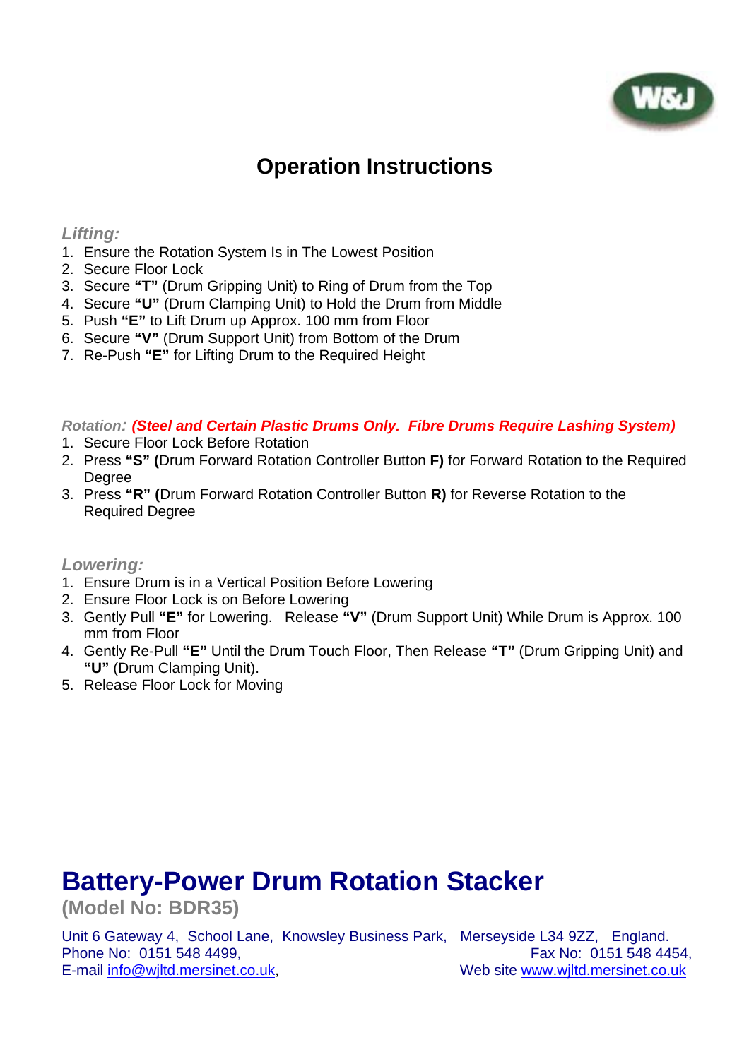# Operation Instructions

***Lifting:***

1. Ensure the Rotation System Is in The Lowest Position
2. Secure Floor Lock
3. Secure **"T"** (Drum Gripping Unit) to Ring of Drum from the Top
4. Secure **"U"** (Drum Clamping Unit) to Hold the Drum from Middle
5. Push **"E"** to Lift Drum up Approx. 100 mm from Floor
6. Secure **"V"** (Drum Support Unit) from Bottom of the Drum
7. Re-Push **"E"** for Lifting Drum to the Required Height

***Rotation: (Steel and Certain Plastic Drums Only. Fibre Drums Require Lashing System)***

1. Secure Floor Lock Before Rotation
2. Press **"S" (**Drum Forward Rotation Controller Button **F)** for Forward Rotation to the Required Degree
3. Press **"R" (**Drum Forward Rotation Controller Button **R)** for Reverse Rotation to the Required Degree

***Lowering:***

1. Ensure Drum is in a Vertical Position Before Lowering
2. Ensure Floor Lock is on Before Lowering
3. Gently Pull **"E"** for Lowering. Release **"V"** (Drum Support Unit) While Drum is Approx. 100 mm from Floor
4. Gently Re-Pull **"E"** Until the Drum Touch Floor, Then Release **"T"** (Drum Gripping Unit) and **"U"** (Drum Clamping Unit).
5. Release Floor Lock for Moving

## Battery-Power Drum Rotation Stacker

**(Model No: BDR35)**

Unit 6 Gateway 4, School Lane, Knowsley Business Park, Merseyside L34 9ZZ, England.
Phone No: 0151 548 4499, Fax No: 0151 548 4454,
E-mail info@wjltd.mersinet.co.uk, Web site www.wjltd.mersinet.co.uk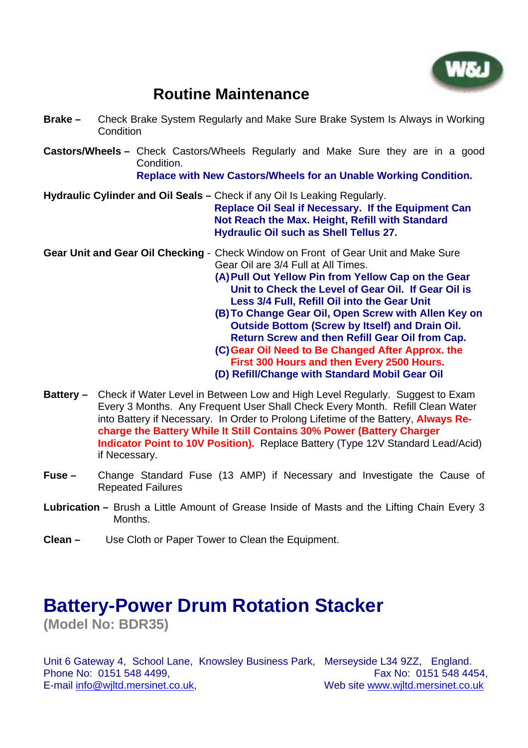# Routine Maintenance

**Brake –** Check Brake System Regularly and Make Sure Brake System Is Always in Working Condition

**Castors/Wheels –** Check Castors/Wheels Regularly and Make Sure they are in a good Condition.
**Replace with New Castors/Wheels for an Unable Working Condition.**

**Hydraulic Cylinder and Oil Seals –** Check if any Oil Is Leaking Regularly.
**Replace Oil Seal if Necessary. If the Equipment Can Not Reach the Max. Height, Refill with Standard Hydraulic Oil such as Shell Tellus 27.**

**Gear Unit and Gear Oil Checking** - Check Window on Front of Gear Unit and Make Sure Gear Oil are 3/4 Full at All Times.

**(A) Pull Out Yellow Pin from Yellow Cap on the Gear Unit to Check the Level of Gear Oil. If Gear Oil is Less 3/4 Full, Refill Oil into the Gear Unit**

**(B) To Change Gear Oil, Open Screw with Allen Key on Outside Bottom (Screw by Itself) and Drain Oil. Return Screw and then Refill Gear Oil from Cap.**

**(C) Gear Oil Need to Be Changed After Approx. the First 300 Hours and then Every 2500 Hours.**

**(D) Refill/Change with Standard Mobil Gear Oil**

**Battery –** Check if Water Level in Between Low and High Level Regularly. Suggest to Exam Every 3 Months. Any Frequent User Shall Check Every Month. Refill Clean Water into Battery if Necessary. In Order to Prolong Lifetime of the Battery, **Always Re-charge the Battery While It Still Contains 30% Power (Battery Charger Indicator Point to 10V Position).** Replace Battery (Type 12V Standard Lead/Acid) if Necessary.

**Fuse –** Change Standard Fuse (13 AMP) if Necessary and Investigate the Cause of Repeated Failures

**Lubrication –** Brush a Little Amount of Grease Inside of Masts and the Lifting Chain Every 3 Months.

**Clean –** Use Cloth or Paper Tower to Clean the Equipment.

# Battery-Power Drum Rotation Stacker

**(Model No: BDR35)**

Unit 6 Gateway 4, School Lane, Knowsley Business Park, Merseyside L34 9ZZ, England.
Phone No: 0151 548 4499, Fax No: 0151 548 4454,
E-mail info@wjltd.mersinet.co.uk, Web site www.wjltd.mersinet.co.uk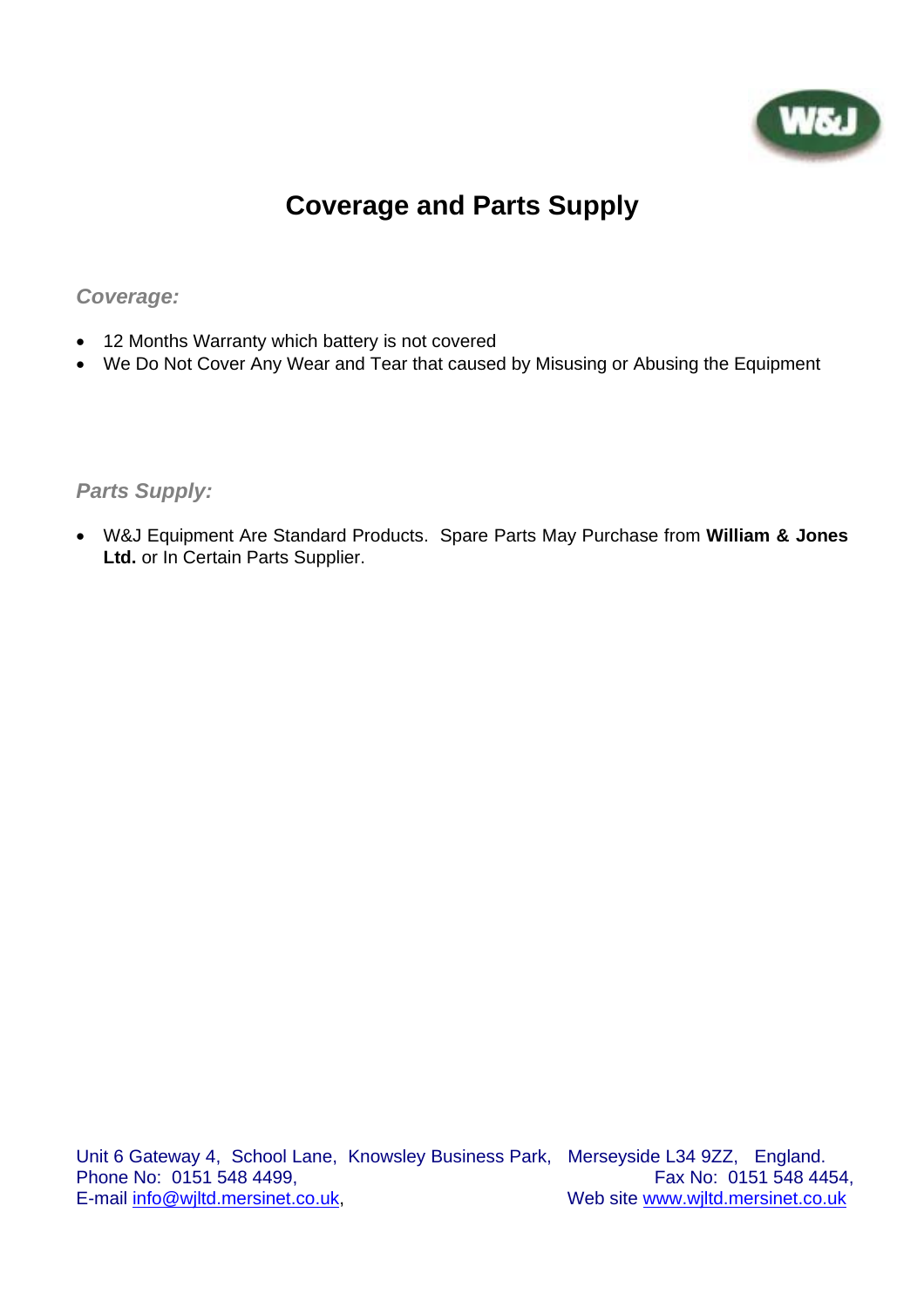# Coverage and Parts Supply

***Coverage:***

- 12 Months Warranty which battery is not covered
- We Do Not Cover Any Wear and Tear that caused by Misusing or Abusing the Equipment

***Parts Supply:***

- W&J Equipment Are Standard Products. Spare Parts May Purchase from **William & Jones Ltd.** or In Certain Parts Supplier.

Unit 6 Gateway 4, School Lane, Knowsley Business Park, Merseyside L34 9ZZ, England.
Phone No: 0151 548 4499, Fax No: 0151 548 4454,
E-mail info@wjltd.mersinet.co.uk, Web site www.wjltd.mersinet.co.uk